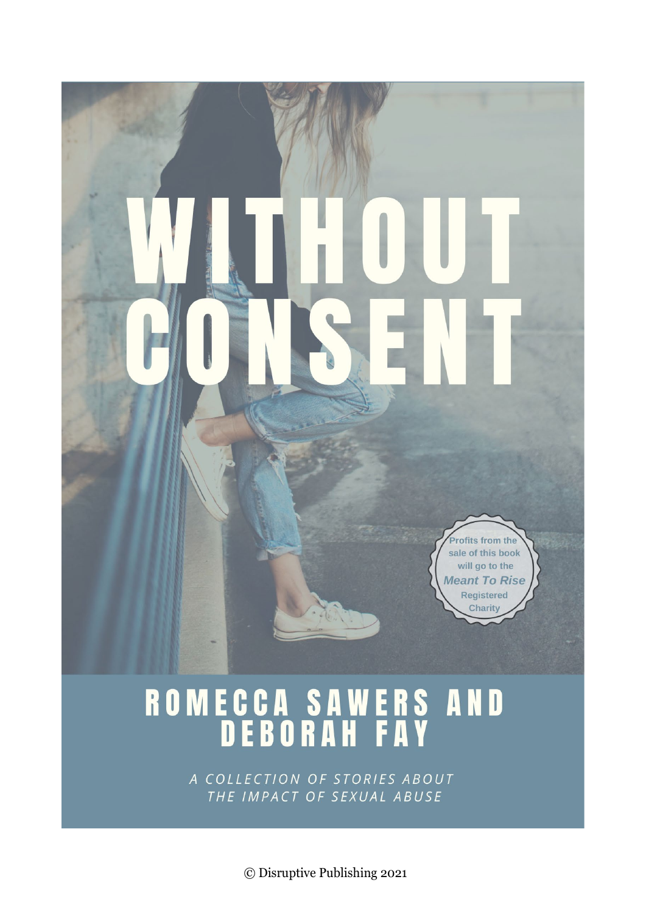# WITHOUT CONSENT

Profits from the sale of this book will go to the ***Meant To Rise*** Registered Charity

## ROMECCA SAWERS AND DEBORAH FAY

*A COLLECTION OF STORIES ABOUT THE IMPACT OF SEXUAL ABUSE*

© Disruptive Publishing 2021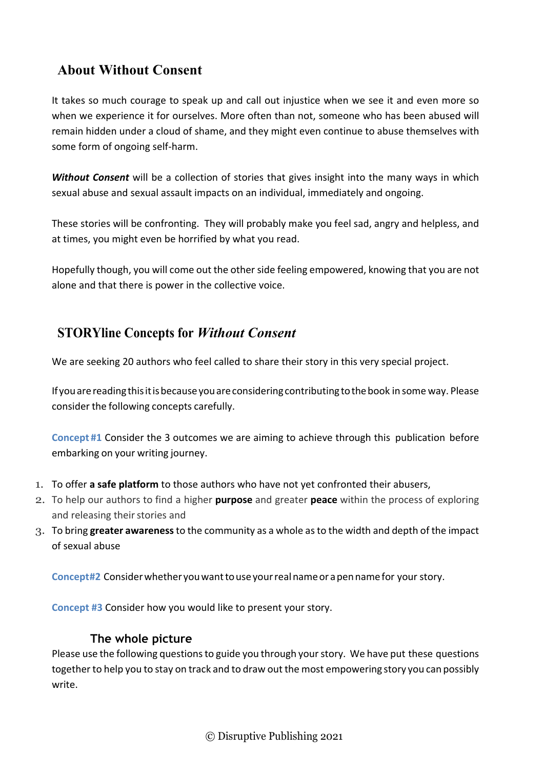## About Without Consent

It takes so much courage to speak up and call out injustice when we see it and even more so when we experience it for ourselves. More often than not, someone who has been abused will remain hidden under a cloud of shame, and they might even continue to abuse themselves with some form of ongoing self-harm.

***Without Consent*** will be a collection of stories that gives insight into the many ways in which sexual abuse and sexual assault impacts on an individual, immediately and ongoing.

These stories will be confronting. They will probably make you feel sad, angry and helpless, and at times, you might even be horrified by what you read.

Hopefully though, you will come out the other side feeling empowered, knowing that you are not alone and that there is power in the collective voice.

## STORYline Concepts for *Without Consent*

We are seeking 20 authors who feel called to share their story in this very special project.

If you are reading this it is because you are considering contributing to the book in some way. Please consider the following concepts carefully.

**Concept #1** Consider the 3 outcomes we are aiming to achieve through this publication before embarking on your writing journey.

1. To offer **a safe platform** to those authors who have not yet confronted their abusers,
2. To help our authors to find a higher **purpose** and greater **peace** within the process of exploring and releasing their stories and
3. To bring **greater awareness** to the community as a whole as to the width and depth of the impact of sexual abuse

**Concept#2** Consider whether you want to use your real name or a pen name for your story.

**Concept #3** Consider how you would like to present your story.

### The whole picture

Please use the following questions to guide you through your story. We have put these questions together to help you to stay on track and to draw out the most empowering story you can possibly write.

© Disruptive Publishing 2021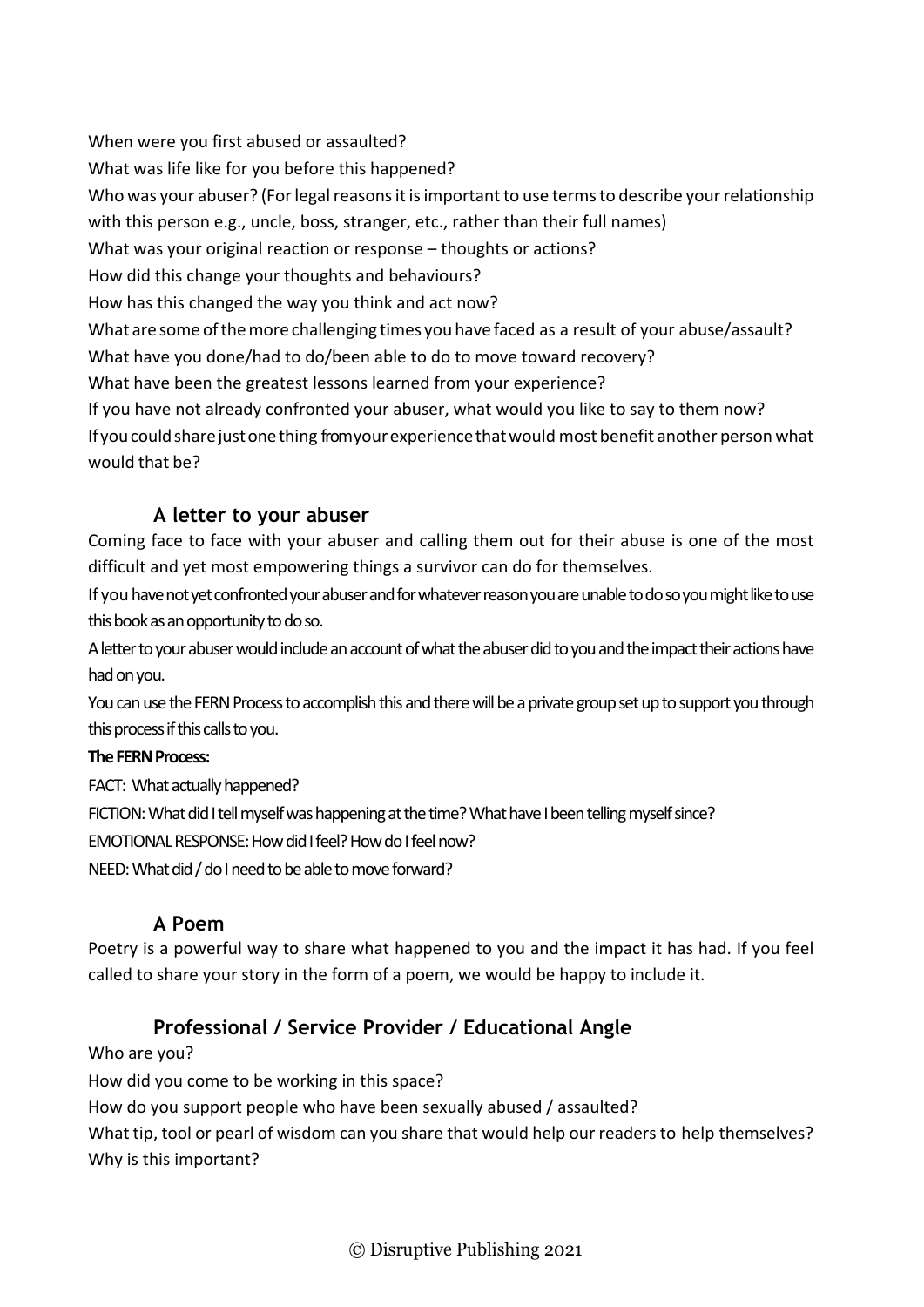When were you first abused or assaulted?

What was life like for you before this happened?

Who was your abuser? (For legal reasons it is important to use terms to describe your relationship with this person e.g., uncle, boss, stranger, etc., rather than their full names)

What was your original reaction or response – thoughts or actions?

How did this change your thoughts and behaviours?

How has this changed the way you think and act now?

What are some of the more challenging times you have faced as a result of your abuse/assault?

What have you done/had to do/been able to do to move toward recovery?

What have been the greatest lessons learned from your experience?

If you have not already confronted your abuser, what would you like to say to them now?

If you could share just one thing from your experience that would most benefit another person what would that be?

## A letter to your abuser

Coming face to face with your abuser and calling them out for their abuse is one of the most difficult and yet most empowering things a survivor can do for themselves.

If you have not yet confronted your abuser and for whatever reason you are unable to do so you might like to use this book as an opportunity to do so.

A letter to your abuser would include an account of what the abuser did to you and the impact their actions have had on you.

You can use the FERN Process to accomplish this and there will be a private group set up to support you through this process if this calls to you.

**The FERN Process:**

FACT: What actually happened?

FICTION: What did I tell myself was happening at the time? What have I been telling myself since?

EMOTIONAL RESPONSE: How did I feel? How do I feel now?

NEED: What did / do I need to be able to move forward?

## A Poem

Poetry is a powerful way to share what happened to you and the impact it has had. If you feel called to share your story in the form of a poem, we would be happy to include it.

## Professional / Service Provider / Educational Angle

Who are you?

How did you come to be working in this space?

How do you support people who have been sexually abused / assaulted?

What tip, tool or pearl of wisdom can you share that would help our readers to help themselves? Why is this important?

© Disruptive Publishing 2021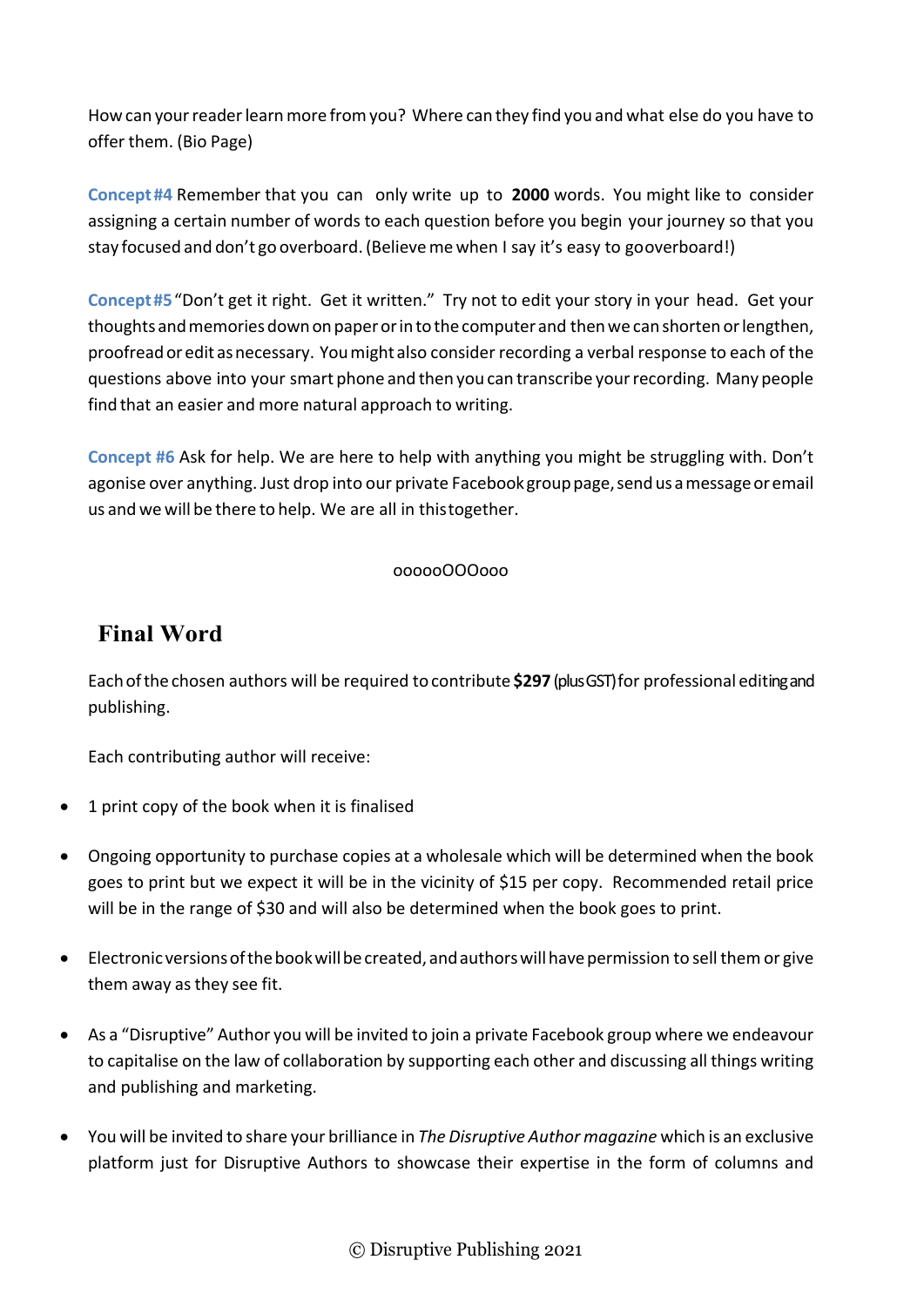How can your reader learn more from you? Where can they find you and what else do you have to offer them. (Bio Page)

**Concept #4** Remember that you can only write up to **2000** words. You might like to consider assigning a certain number of words to each question before you begin your journey so that you stay focused and don't go overboard. (Believe me when I say it's easy to go overboard!)

**Concept #5** "Don't get it right. Get it written." Try not to edit your story in your head. Get your thoughts and memories down on paper or in to the computer and then we can shorten or lengthen, proofread or edit as necessary. You might also consider recording a verbal response to each of the questions above into your smart phone and then you can transcribe your recording. Many people find that an easier and more natural approach to writing.

**Concept #6** Ask for help. We are here to help with anything you might be struggling with. Don't agonise over anything. Just drop into our private Facebook group page, send us a message or email us and we will be there to help. We are all in this together.

oooooOOOooo

## Final Word

Each of the chosen authors will be required to contribute **$297** (plus GST) for professional editing and publishing.

Each contributing author will receive:

- 1 print copy of the book when it is finalised
- Ongoing opportunity to purchase copies at a wholesale which will be determined when the book goes to print but we expect it will be in the vicinity of $15 per copy. Recommended retail price will be in the range of $30 and will also be determined when the book goes to print.
- Electronic versions of the book will be created, and authors will have permission to sell them or give them away as they see fit.
- As a "Disruptive" Author you will be invited to join a private Facebook group where we endeavour to capitalise on the law of collaboration by supporting each other and discussing all things writing and publishing and marketing.
- You will be invited to share your brilliance in *The Disruptive Author magazine* which is an exclusive platform just for Disruptive Authors to showcase their expertise in the form of columns and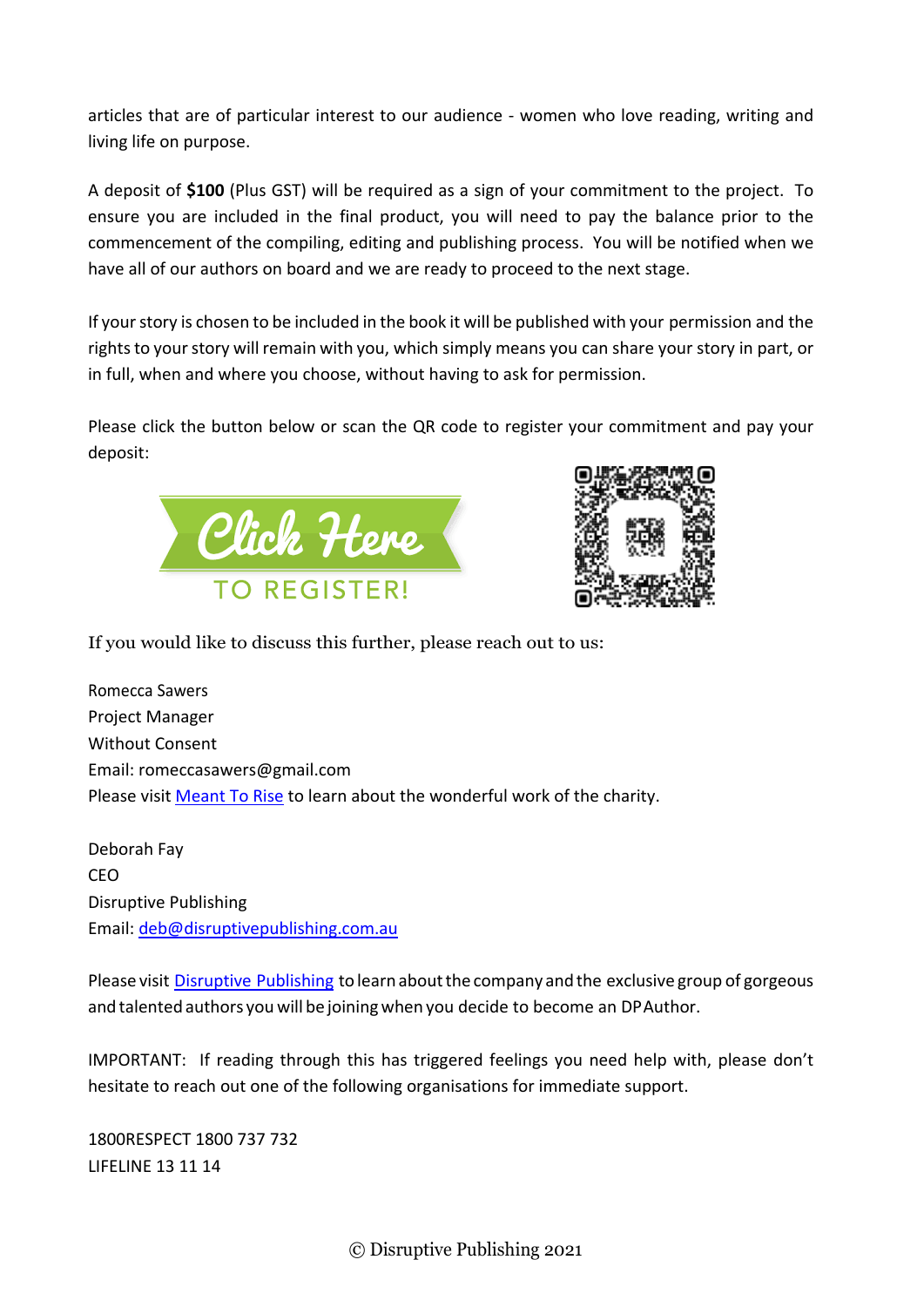articles that are of particular interest to our audience - women who love reading, writing and living life on purpose.

A deposit of **$100** (Plus GST) will be required as a sign of your commitment to the project. To ensure you are included in the final product, you will need to pay the balance prior to the commencement of the compiling, editing and publishing process. You will be notified when we have all of our authors on board and we are ready to proceed to the next stage.

If your story is chosen to be included in the book it will be published with your permission and the rights to your story will remain with you, which simply means you can share your story in part, or in full, when and where you choose, without having to ask for permission.

Please click the button below or scan the QR code to register your commitment and pay your deposit:

Click Here TO REGISTER!

If you would like to discuss this further, please reach out to us:

Romecca Sawers
Project Manager
Without Consent
Email: romeccasawers@gmail.com
Please visit Meant To Rise to learn about the wonderful work of the charity.

Deborah Fay
CEO
Disruptive Publishing
Email: deb@disruptivepublishing.com.au

Please visit Disruptive Publishing to learn about the company and the exclusive group of gorgeous and talented authors you will be joining when you decide to become an DP Author.

IMPORTANT: If reading through this has triggered feelings you need help with, please don't hesitate to reach out one of the following organisations for immediate support.

1800RESPECT 1800 737 732
LIFELINE 13 11 14

© Disruptive Publishing 2021